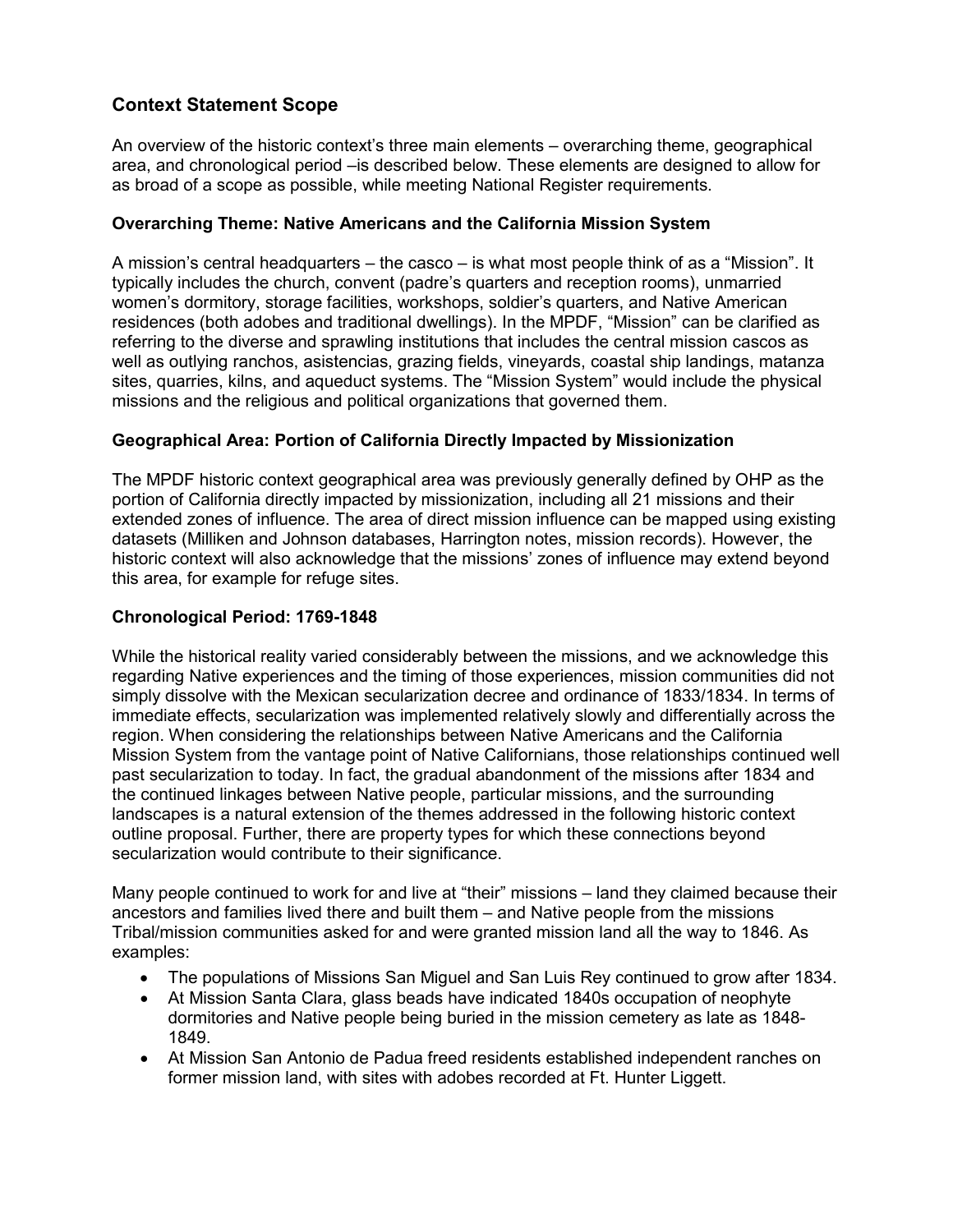## Context Statement Scope

An overview of the historic context's three main elements – overarching theme, geographical area, and chronological period –is described below. These elements are designed to allow for as broad of a scope as possible, while meeting National Register requirements.

### Overarching Theme: Native Americans and the California Mission System

A mission's central headquarters – the casco – is what most people think of as a "Mission". It typically includes the church, convent (padre's quarters and reception rooms), unmarried women's dormitory, storage facilities, workshops, soldier's quarters, and Native American residences (both adobes and traditional dwellings). In the MPDF, "Mission" can be clarified as referring to the diverse and sprawling institutions that includes the central mission cascos as well as outlying ranchos, asistencias, grazing fields, vineyards, coastal ship landings, matanza sites, quarries, kilns, and aqueduct systems. The "Mission System" would include the physical missions and the religious and political organizations that governed them.

### Geographical Area: Portion of California Directly Impacted by Missionization

The MPDF historic context geographical area was previously generally defined by OHP as the portion of California directly impacted by missionization, including all 21 missions and their extended zones of influence. The area of direct mission influence can be mapped using existing datasets (Milliken and Johnson databases, Harrington notes, mission records). However, the historic context will also acknowledge that the missions' zones of influence may extend beyond this area, for example for refuge sites.

### Chronological Period: 1769-1848

While the historical reality varied considerably between the missions, and we acknowledge this regarding Native experiences and the timing of those experiences, mission communities did not simply dissolve with the Mexican secularization decree and ordinance of 1833/1834. In terms of immediate effects, secularization was implemented relatively slowly and differentially across the region. When considering the relationships between Native Americans and the California Mission System from the vantage point of Native Californians, those relationships continued well past secularization to today. In fact, the gradual abandonment of the missions after 1834 and the continued linkages between Native people, particular missions, and the surrounding landscapes is a natural extension of the themes addressed in the following historic context outline proposal. Further, there are property types for which these connections beyond secularization would contribute to their significance.

Many people continued to work for and live at "their" missions – land they claimed because their ancestors and families lived there and built them – and Native people from the missions Tribal/mission communities asked for and were granted mission land all the way to 1846. As examples:

- The populations of Missions San Miguel and San Luis Rey continued to grow after 1834.
- At Mission Santa Clara, glass beads have indicated 1840s occupation of neophyte dormitories and Native people being buried in the mission cemetery as late as 1848-1849.
- At Mission San Antonio de Padua freed residents established independent ranches on former mission land, with sites with adobes recorded at Ft. Hunter Liggett.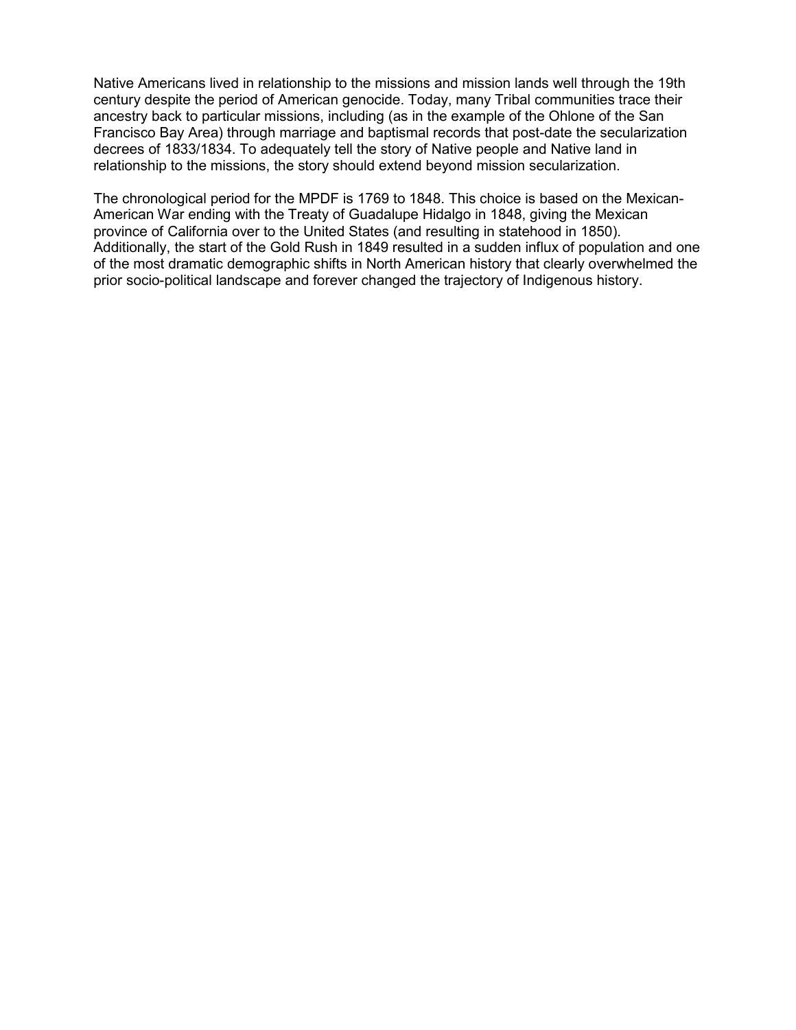Native Americans lived in relationship to the missions and mission lands well through the 19th century despite the period of American genocide. Today, many Tribal communities trace their ancestry back to particular missions, including (as in the example of the Ohlone of the San Francisco Bay Area) through marriage and baptismal records that post-date the secularization decrees of 1833/1834. To adequately tell the story of Native people and Native land in relationship to the missions, the story should extend beyond mission secularization.

The chronological period for the MPDF is 1769 to 1848. This choice is based on the Mexican-American War ending with the Treaty of Guadalupe Hidalgo in 1848, giving the Mexican province of California over to the United States (and resulting in statehood in 1850). Additionally, the start of the Gold Rush in 1849 resulted in a sudden influx of population and one of the most dramatic demographic shifts in North American history that clearly overwhelmed the prior socio-political landscape and forever changed the trajectory of Indigenous history.